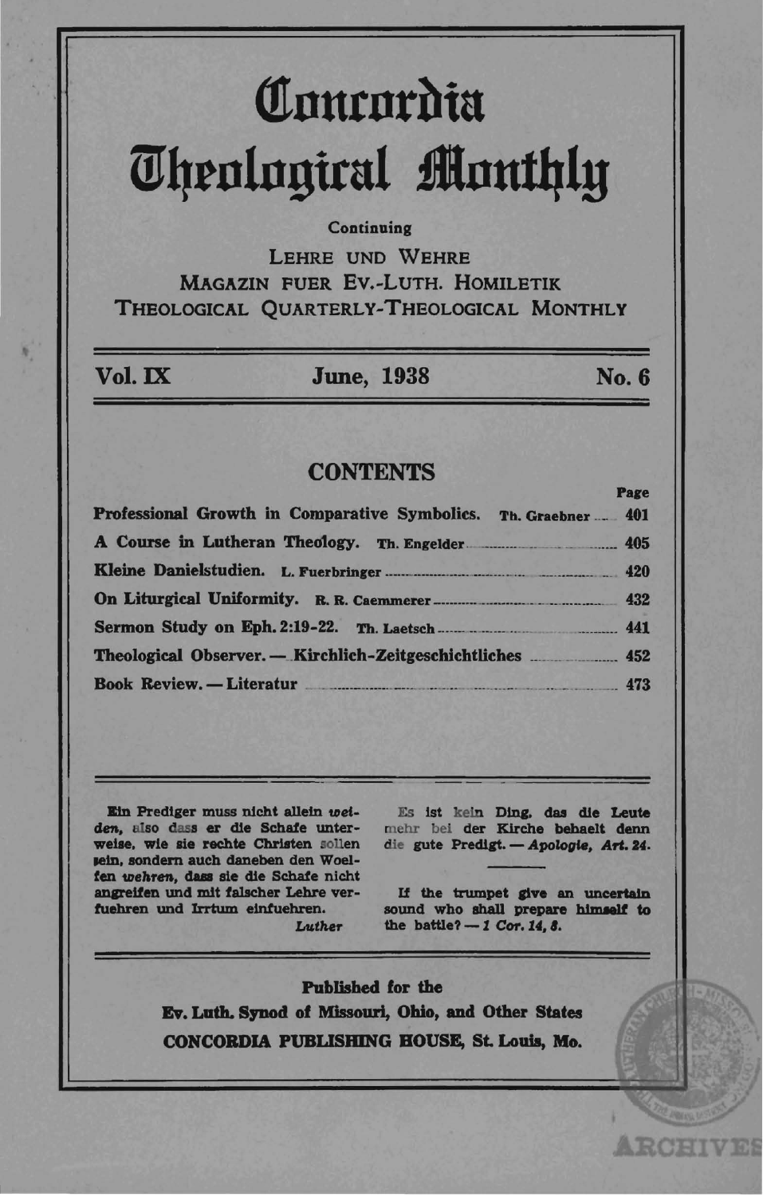# Concordia Theological Monthly

Continuing

LEHRE UND WEHRE
MAGAZIN FUER EV.-LUTH. HOMILETIK
THEOLOGICAL QUARTERLY-THEOLOGICAL MONTHLY

**Vol. IX** **June, 1938** **No. 6**

## CONTENTS

| | Page |
|---|---|
| **Professional Growth in Comparative Symbolics.** Th. Graebner | 401 |
| **A Course in Lutheran Theology.** Th. Engelder | 405 |
| **Kleine Danielstudien.** L. Fuerbringer | 420 |
| **On Liturgical Uniformity.** R. R. Caemmerer | 432 |
| **Sermon Study on Eph. 2:19-22.** Th. Laetsch | 441 |
| **Theological Observer. — Kirchlich-Zeitgeschichtliches** | 452 |
| **Book Review. — Literatur** | 473 |

Ein Prediger muss nicht allein *weiden*, also dass er die Schafe unterweise, wie sie rechte Christen sollen sein, sondern auch daneben den Woelfen *wehren*, dass sie die Schafe nicht angreifen und mit falscher Lehre verfuehren und Irrtum einfuehren.
*Luther*

Es ist kein Ding, das die Leute mehr bei der Kirche behaelt denn die gute Predigt. — *Apologie, Art. 24.*

If the trumpet give an uncertain sound who shall prepare himself to the battle? — *1 Cor. 14, 8.*

**Published for the**
**Ev. Luth. Synod of Missouri, Ohio, and Other States**
**CONCORDIA PUBLISHING HOUSE, St. Louis, Mo.**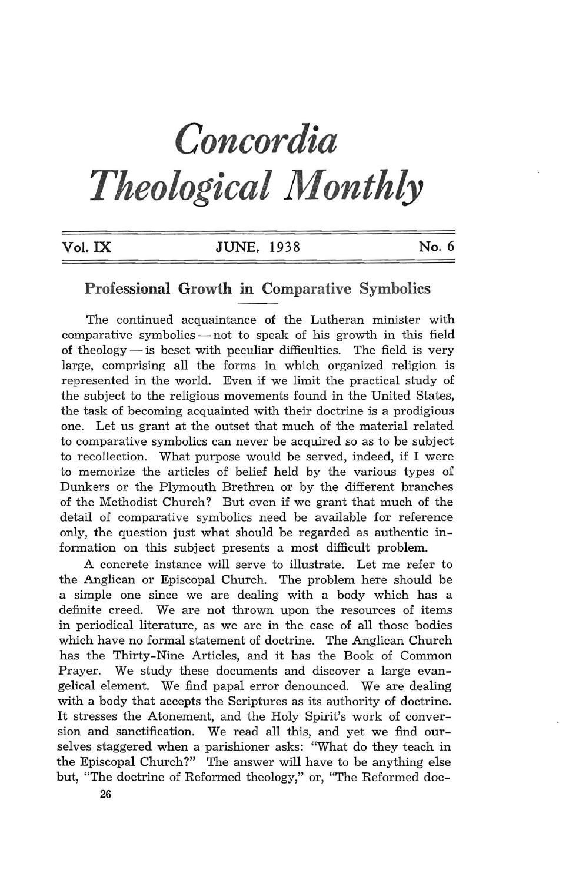# Concordia Theological Monthly

Vol. IX JUNE, 1938 No. 6

## Professional Growth in Comparative Symbolics

The continued acquaintance of the Lutheran minister with comparative symbolics — not to speak of his growth in this field of theology — is beset with peculiar difficulties. The field is very large, comprising all the forms in which organized religion is represented in the world. Even if we limit the practical study of the subject to the religious movements found in the United States, the task of becoming acquainted with their doctrine is a prodigious one. Let us grant at the outset that much of the material related to comparative symbolics can never be acquired so as to be subject to recollection. What purpose would be served, indeed, if I were to memorize the articles of belief held by the various types of Dunkers or the Plymouth Brethren or by the different branches of the Methodist Church? But even if we grant that much of the detail of comparative symbolics need be available for reference only, the question just what should be regarded as authentic information on this subject presents a most difficult problem.

A concrete instance will serve to illustrate. Let me refer to the Anglican or Episcopal Church. The problem here should be a simple one since we are dealing with a body which has a definite creed. We are not thrown upon the resources of items in periodical literature, as we are in the case of all those bodies which have no formal statement of doctrine. The Anglican Church has the Thirty-Nine Articles, and it has the Book of Common Prayer. We study these documents and discover a large evangelical element. We find papal error denounced. We are dealing with a body that accepts the Scriptures as its authority of doctrine. It stresses the Atonement, and the Holy Spirit's work of conversion and sanctification. We read all this, and yet we find ourselves staggered when a parishioner asks: "What do they teach in the Episcopal Church?" The answer will have to be anything else but, "The doctrine of Reformed theology," or, "The Reformed doc-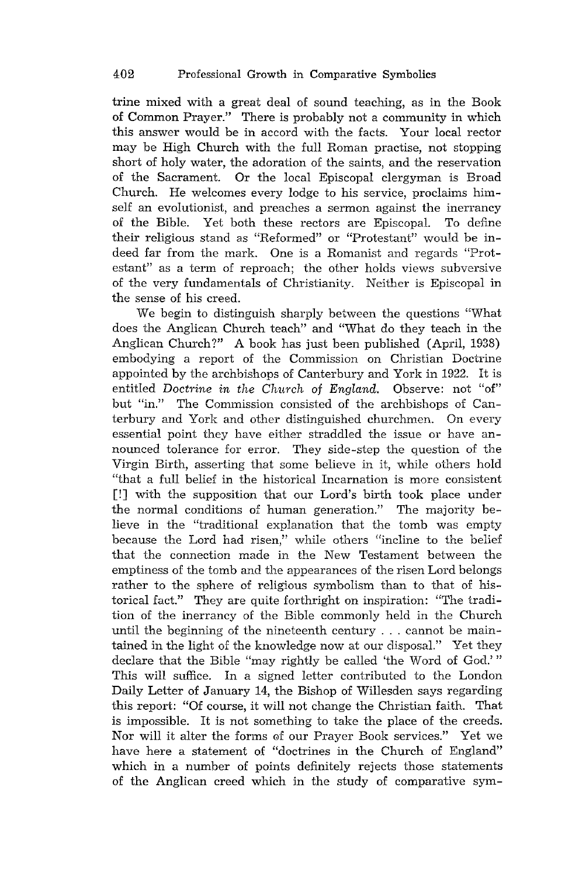trine mixed with a great deal of sound teaching, as in the Book of Common Prayer." There is probably not a community in which this answer would be in accord with the facts. Your local rector may be High Church with the full Roman practise, not stopping short of holy water, the adoration of the saints, and the reservation of the Sacrament. Or the local Episcopal clergyman is Broad Church. He welcomes every lodge to his service, proclaims himself an evolutionist, and preaches a sermon against the inerrancy of the Bible. Yet both these rectors are Episcopal. To define their religious stand as "Reformed" or "Protestant" would be indeed far from the mark. One is a Romanist and regards "Protestant" as a term of reproach; the other holds views subversive of the very fundamentals of Christianity. Neither is Episcopal in the sense of his creed.

We begin to distinguish sharply between the questions "What does the Anglican Church teach" and "What do they teach in the Anglican Church?" A book has just been published (April, 1938) embodying a report of the Commission on Christian Doctrine appointed by the archbishops of Canterbury and York in 1922. It is entitled *Doctrine in the Church of England.* Observe: not "of" but "in." The Commission consisted of the archbishops of Canterbury and York and other distinguished churchmen. On every essential point they have either straddled the issue or have announced tolerance for error. They side-step the question of the Virgin Birth, asserting that some believe in it, while others hold "that a full belief in the historical Incarnation is more consistent [!] with the supposition that our Lord's birth took place under the normal conditions of human generation." The majority believe in the "traditional explanation that the tomb was empty because the Lord had risen," while others "incline to the belief that the connection made in the New Testament between the emptiness of the tomb and the appearances of the risen Lord belongs rather to the sphere of religious symbolism than to that of historical fact." They are quite forthright on inspiration: "The tradition of the inerrancy of the Bible commonly held in the Church until the beginning of the nineteenth century . . . cannot be maintained in the light of the knowledge now at our disposal." Yet they declare that the Bible "may rightly be called 'the Word of God.'" This will suffice. In a signed letter contributed to the London Daily Letter of January 14, the Bishop of Willesden says regarding this report: "Of course, it will not change the Christian faith. That is impossible. It is not something to take the place of the creeds. Nor will it alter the forms of our Prayer Book services." Yet we have here a statement of "doctrines in the Church of England" which in a number of points definitely rejects those statements of the Anglican creed which in the study of comparative sym-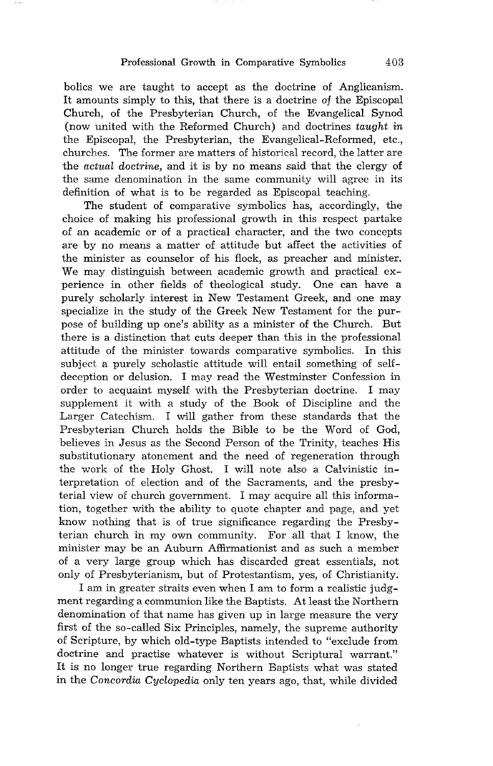bolics we are taught to accept as the doctrine of Anglicanism. It amounts simply to this, that there is a doctrine *of* the Episcopal Church, of the Presbyterian Church, of the Evangelical Synod (now united with the Reformed Church) and doctrines *taught in* the Episcopal, the Presbyterian, the Evangelical-Reformed, etc., churches. The former are matters of historical record, the latter are the *actual doctrine,* and it is by no means said that the clergy of the same denomination in the same community will agree in its definition of what is to be regarded as Episcopal teaching.

The student of comparative symbolics has, accordingly, the choice of making his professional growth in this respect partake of an academic or of a practical character, and the two concepts are by no means a matter of attitude but affect the activities of the minister as counselor of his flock, as preacher and minister. We may distinguish between academic growth and practical experience in other fields of theological study. One can have a purely scholarly interest in New Testament Greek, and one may specialize in the study of the Greek New Testament for the purpose of building up one's ability as a minister of the Church. But there is a distinction that cuts deeper than this in the professional attitude of the minister towards comparative symbolics. In this subject a purely scholastic attitude will entail something of self-deception or delusion. I may read the Westminster Confession in order to acquaint myself with the Presbyterian doctrine. I may supplement it with a study of the Book of Discipline and the Larger Catechism. I will gather from these standards that the Presbyterian Church holds the Bible to be the Word of God, believes in Jesus as the Second Person of the Trinity, teaches His substitutionary atonement and the need of regeneration through the work of the Holy Ghost. I will note also a Calvinistic interpretation of election and of the Sacraments, and the presbyterial view of church government. I may acquire all this information, together with the ability to quote chapter and page, and yet know nothing that is of true significance regarding the Presbyterian church in my own community. For all that I know, the minister may be an Auburn Affirmationist and as such a member of a very large group which has discarded great essentials, not only of Presbyterianism, but of Protestantism, yes, of Christianity.

I am in greater straits even when I am to form a realistic judgment regarding a communion like the Baptists. At least the Northern denomination of that name has given up in large measure the very first of the so-called Six Principles, namely, the supreme authority of Scripture, by which old-type Baptists intended to "exclude from doctrine and practise whatever is without Scriptural warrant." It is no longer true regarding Northern Baptists what was stated in the *Concordia Cyclopedia* only ten years ago, that, while divided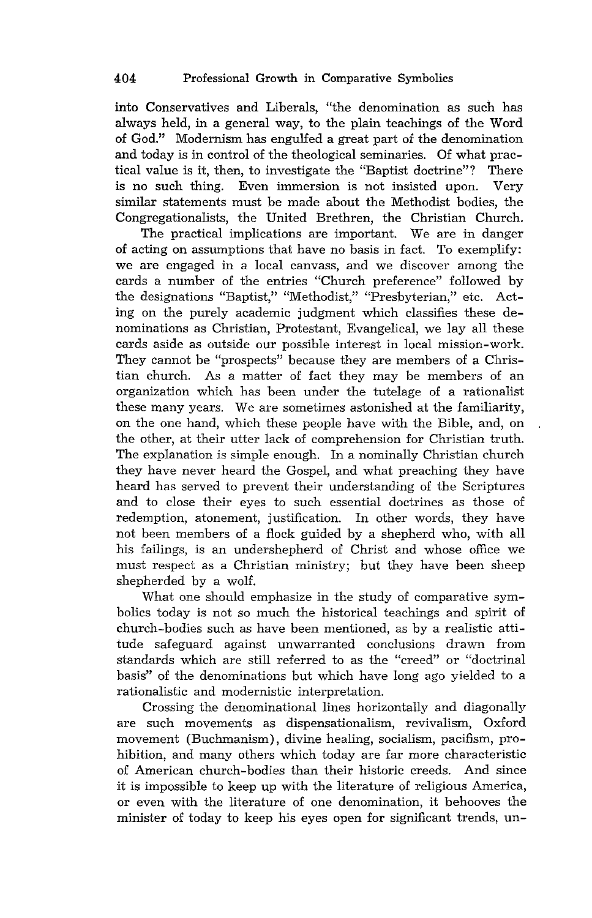into Conservatives and Liberals, "the denomination as such has always held, in a general way, to the plain teachings of the Word of God." Modernism has engulfed a great part of the denomination and today is in control of the theological seminaries. Of what practical value is it, then, to investigate the "Baptist doctrine"? There is no such thing. Even immersion is not insisted upon. Very similar statements must be made about the Methodist bodies, the Congregationalists, the United Brethren, the Christian Church.

The practical implications are important. We are in danger of acting on assumptions that have no basis in fact. To exemplify: we are engaged in a local canvass, and we discover among the cards a number of the entries "Church preference" followed by the designations "Baptist," "Methodist," "Presbyterian," etc. Acting on the purely academic judgment which classifies these denominations as Christian, Protestant, Evangelical, we lay all these cards aside as outside our possible interest in local mission-work. They cannot be "prospects" because they are members of a Christian church. As a matter of fact they may be members of an organization which has been under the tutelage of a rationalist these many years. We are sometimes astonished at the familiarity, on the one hand, which these people have with the Bible, and, on the other, at their utter lack of comprehension for Christian truth. The explanation is simple enough. In a nominally Christian church they have never heard the Gospel, and what preaching they have heard has served to prevent their understanding of the Scriptures and to close their eyes to such essential doctrines as those of redemption, atonement, justification. In other words, they have not been members of a flock guided by a shepherd who, with all his failings, is an undershepherd of Christ and whose office we must respect as a Christian ministry; but they have been sheep shepherded by a wolf.

What one should emphasize in the study of comparative symbolics today is not so much the historical teachings and spirit of church-bodies such as have been mentioned, as by a realistic attitude safeguard against unwarranted conclusions drawn from standards which are still referred to as the "creed" or "doctrinal basis" of the denominations but which have long ago yielded to a rationalistic and modernistic interpretation.

Crossing the denominational lines horizontally and diagonally are such movements as dispensationalism, revivalism, Oxford movement (Buchmanism), divine healing, socialism, pacifism, prohibition, and many others which today are far more characteristic of American church-bodies than their historic creeds. And since it is impossible to keep up with the literature of religious America, or even with the literature of one denomination, it behooves the minister of today to keep his eyes open for significant trends, un-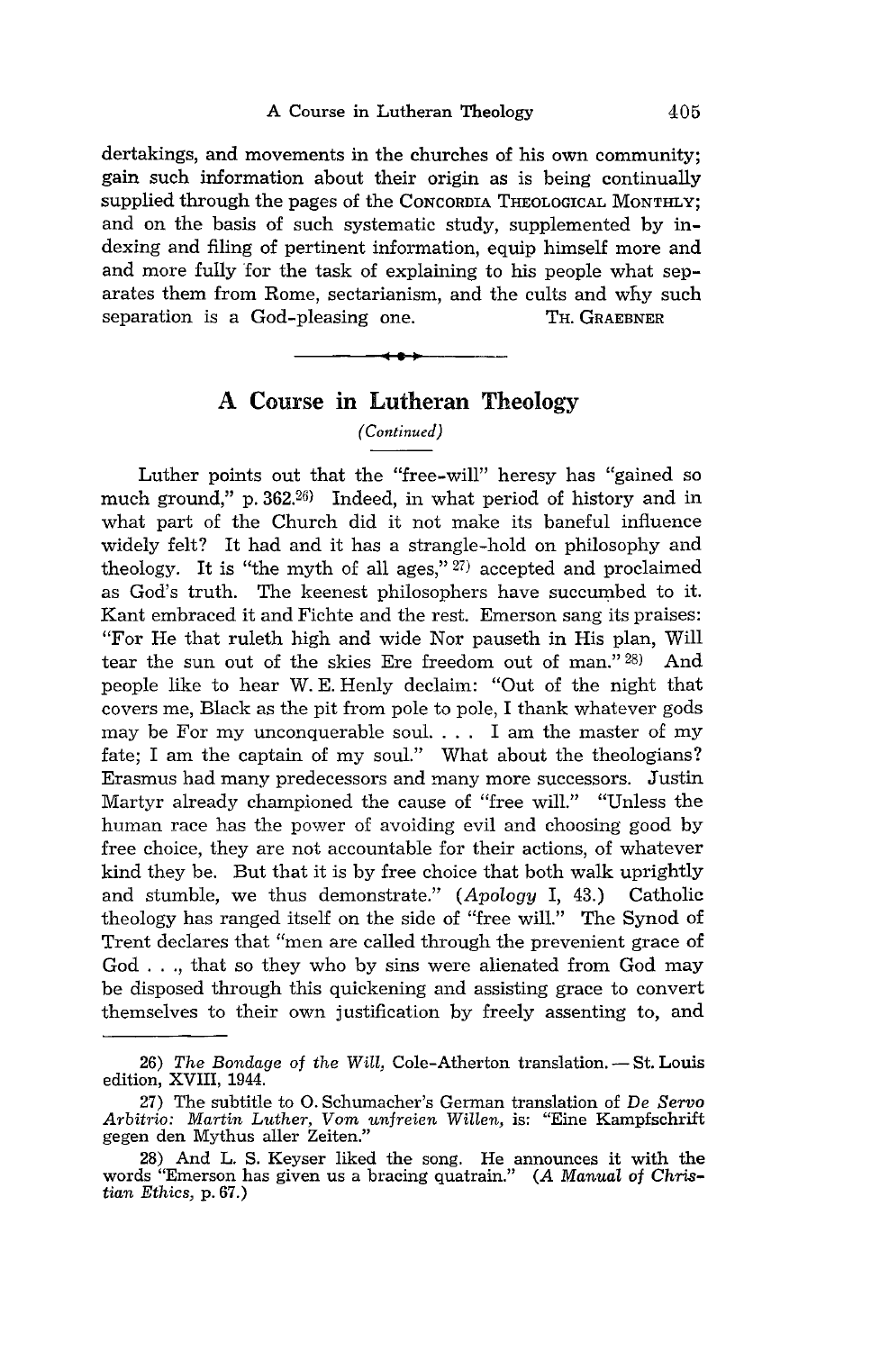dertakings, and movements in the churches of his own community; gain such information about their origin as is being continually supplied through the pages of the CONCORDIA THEOLOGICAL MONTHLY; and on the basis of such systematic study, supplemented by indexing and filing of pertinent information, equip himself more and and more fully for the task of explaining to his people what separates them from Rome, sectarianism, and the cults and why such separation is a God-pleasing one. TH. GRAEBNER

---

## A Course in Lutheran Theology

*(Continued)*

Luther points out that the "free-will" heresy has "gained so much ground," p. 362.[26] Indeed, in what period of history and in what part of the Church did it not make its baneful influence widely felt? It had and it has a strangle-hold on philosophy and theology. It is "the myth of all ages,"[27] accepted and proclaimed as God's truth. The keenest philosophers have succumbed to it. Kant embraced it and Fichte and the rest. Emerson sang its praises: "For He that ruleth high and wide Nor pauseth in His plan, Will tear the sun out of the skies Ere freedom out of man."[28] And people like to hear W. E. Henly declaim: "Out of the night that covers me, Black as the pit from pole to pole, I thank whatever gods may be For my unconquerable soul. . . . I am the master of my fate; I am the captain of my soul." What about the theologians? Erasmus had many predecessors and many more successors. Justin Martyr already championed the cause of "free will." "Unless the human race has the power of avoiding evil and choosing good by free choice, they are not accountable for their actions, of whatever kind they be. But that it is by free choice that both walk uprightly and stumble, we thus demonstrate." (*Apology* I, 43.) Catholic theology has ranged itself on the side of "free will." The Synod of Trent declares that "men are called through the prevenient grace of God . . ., that so they who by sins were alienated from God may be disposed through this quickening and assisting grace to convert themselves to their own justification by freely assenting to, and

---

26) *The Bondage of the Will,* Cole-Atherton translation. — St. Louis edition, XVIII, 1944.

27) The subtitle to O. Schumacher's German translation of *De Servo Arbitrio: Martin Luther, Vom unfreien Willen,* is: "Eine Kampfschrift gegen den Mythus aller Zeiten."

28) And L. S. Keyser liked the song. He announces it with the words "Emerson has given us a bracing quatrain." (*A Manual of Christian Ethics,* p. 67.)